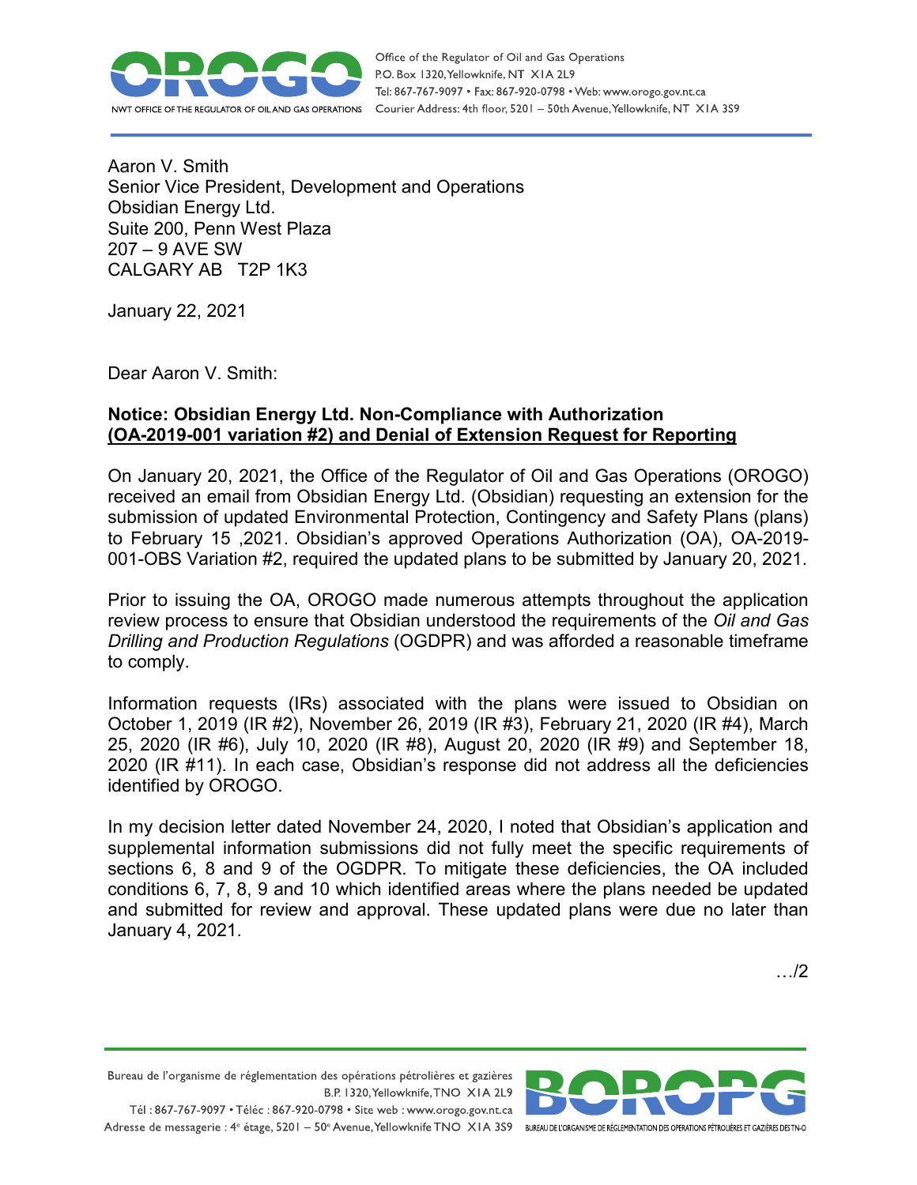Aaron V. Smith
Senior Vice President, Development and Operations
Obsidian Energy Ltd.
Suite 200, Penn West Plaza
207 – 9 AVE SW
CALGARY AB T2P 1K3

January 22, 2021

Dear Aaron V. Smith:

**Notice: Obsidian Energy Ltd. Non-Compliance with Authorization (OA-2019-001 variation #2) and Denial of Extension Request for Reporting**

On January 20, 2021, the Office of the Regulator of Oil and Gas Operations (OROGO) received an email from Obsidian Energy Ltd. (Obsidian) requesting an extension for the submission of updated Environmental Protection, Contingency and Safety Plans (plans) to February 15 ,2021. Obsidian's approved Operations Authorization (OA), OA-2019-001-OBS Variation #2, required the updated plans to be submitted by January 20, 2021.

Prior to issuing the OA, OROGO made numerous attempts throughout the application review process to ensure that Obsidian understood the requirements of the *Oil and Gas Drilling and Production Regulations* (OGDPR) and was afforded a reasonable timeframe to comply.

Information requests (IRs) associated with the plans were issued to Obsidian on October 1, 2019 (IR #2), November 26, 2019 (IR #3), February 21, 2020 (IR #4), March 25, 2020 (IR #6), July 10, 2020 (IR #8), August 20, 2020 (IR #9) and September 18, 2020 (IR #11). In each case, Obsidian's response did not address all the deficiencies identified by OROGO.

In my decision letter dated November 24, 2020, I noted that Obsidian's application and supplemental information submissions did not fully meet the specific requirements of sections 6, 8 and 9 of the OGDPR. To mitigate these deficiencies, the OA included conditions 6, 7, 8, 9 and 10 which identified areas where the plans needed be updated and submitted for review and approval. These updated plans were due no later than January 4, 2021.

…/2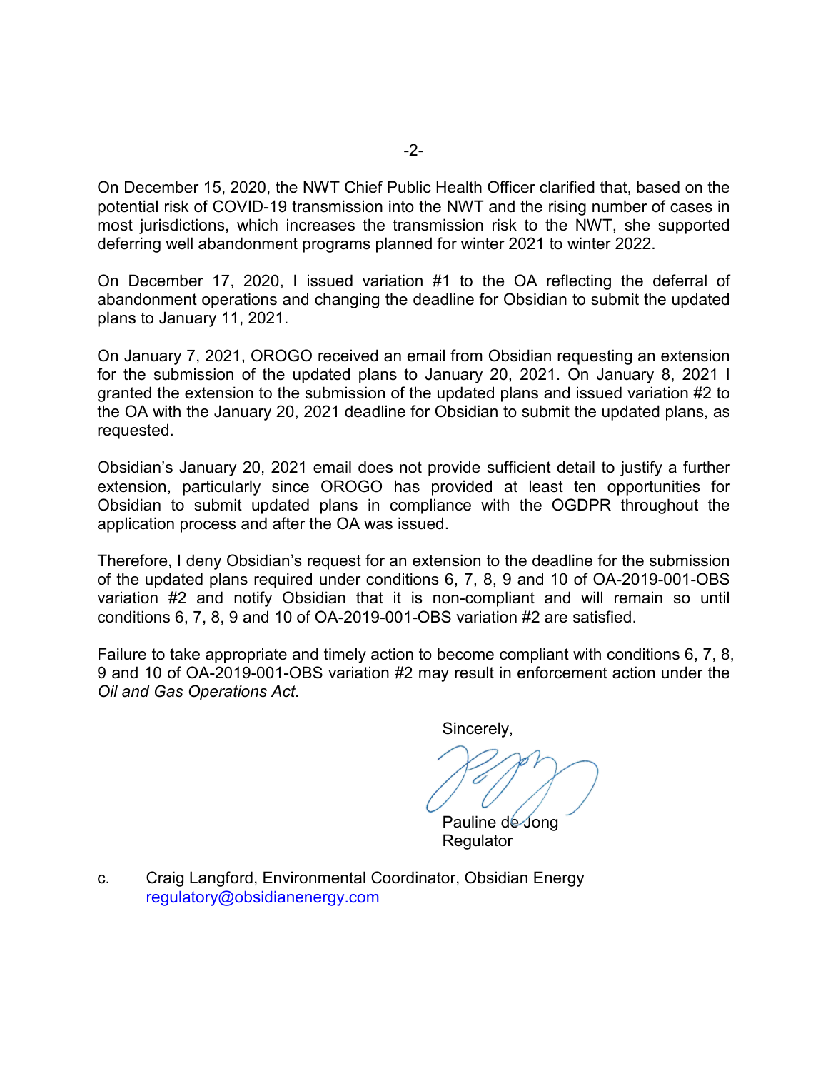On December 15, 2020, the NWT Chief Public Health Officer clarified that, based on the potential risk of COVID-19 transmission into the NWT and the rising number of cases in most jurisdictions, which increases the transmission risk to the NWT, she supported deferring well abandonment programs planned for winter 2021 to winter 2022.

On December 17, 2020, I issued variation #1 to the OA reflecting the deferral of abandonment operations and changing the deadline for Obsidian to submit the updated plans to January 11, 2021.

On January 7, 2021, OROGO received an email from Obsidian requesting an extension for the submission of the updated plans to January 20, 2021. On January 8, 2021 I granted the extension to the submission of the updated plans and issued variation #2 to the OA with the January 20, 2021 deadline for Obsidian to submit the updated plans, as requested.

Obsidian's January 20, 2021 email does not provide sufficient detail to justify a further extension, particularly since OROGO has provided at least ten opportunities for Obsidian to submit updated plans in compliance with the OGDPR throughout the application process and after the OA was issued.

Therefore, I deny Obsidian's request for an extension to the deadline for the submission of the updated plans required under conditions 6, 7, 8, 9 and 10 of OA-2019-001-OBS variation #2 and notify Obsidian that it is non-compliant and will remain so until conditions 6, 7, 8, 9 and 10 of OA-2019-001-OBS variation #2 are satisfied.

Failure to take appropriate and timely action to become compliant with conditions 6, 7, 8, 9 and 10 of OA-2019-001-OBS variation #2 may result in enforcement action under the *Oil and Gas Operations Act*.

Sincerely,

Pauline de Jong
Regulator

c. Craig Langford, Environmental Coordinator, Obsidian Energy
regulatory@obsidianenergy.com